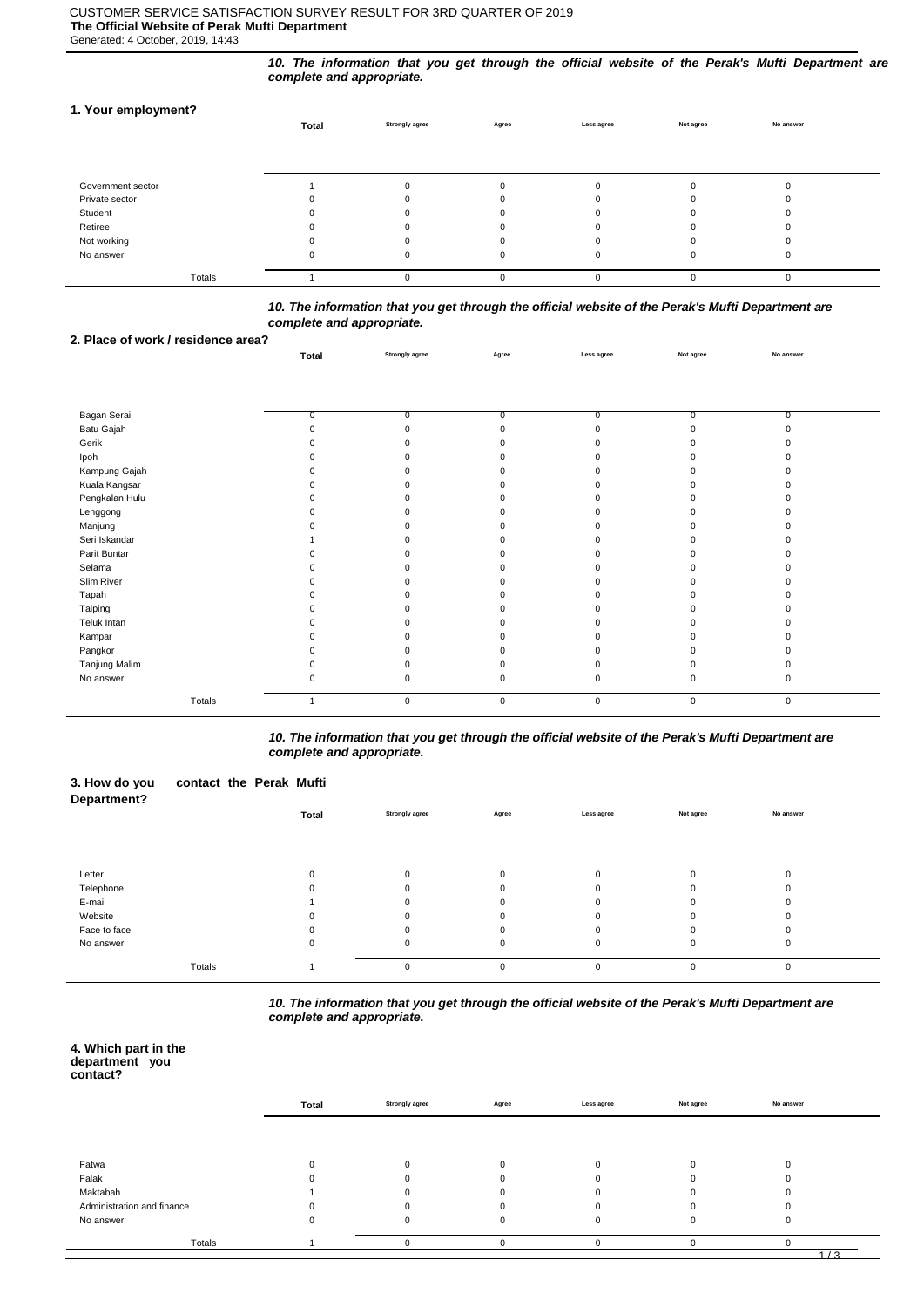CUSTOMER SERVICE SATISFACTION SURVEY RESULT FOR 3RD QUARTER OF 2019

**The Official Website of Perak Mufti Department**

Generated: 4 October, 2019, 14:43

***10. The information that you get through the official website of the Perak's Mufti Department are complete and appropriate.***

### 1. Your employment?

| | Total | Strongly agree | Agree | Less agree | Not agree | No answer |
|---|---|---|---|---|---|---|
| Government sector | 1 | 0 | 0 | 0 | 0 | 0 |
| Private sector | 0 | 0 | 0 | 0 | 0 | 0 |
| Student | 0 | 0 | 0 | 0 | 0 | 0 |
| Retiree | 0 | 0 | 0 | 0 | 0 | 0 |
| Not working | 0 | 0 | 0 | 0 | 0 | 0 |
| No answer | 0 | 0 | 0 | 0 | 0 | 0 |
| Totals | 1 | 0 | 0 | 0 | 0 | 0 |

***10. The information that you get through the official website of the Perak's Mufti Department are complete and appropriate.***

### 2. Place of work / residence area?

| | Total | Strongly agree | Agree | Less agree | Not agree | No answer |
|---|---|---|---|---|---|---|
| Bagan Serai | 0 | 0 | 0 | 0 | 0 | 0 |
| Batu Gajah | 0 | 0 | 0 | 0 | 0 | 0 |
| Gerik | 0 | 0 | 0 | 0 | 0 | 0 |
| Ipoh | 0 | 0 | 0 | 0 | 0 | 0 |
| Kampung Gajah | 0 | 0 | 0 | 0 | 0 | 0 |
| Kuala Kangsar | 0 | 0 | 0 | 0 | 0 | 0 |
| Pengkalan Hulu | 0 | 0 | 0 | 0 | 0 | 0 |
| Lenggong | 0 | 0 | 0 | 0 | 0 | 0 |
| Manjung | 0 | 0 | 0 | 0 | 0 | 0 |
| Seri Iskandar | 1 | 0 | 0 | 0 | 0 | 0 |
| Parit Buntar | 0 | 0 | 0 | 0 | 0 | 0 |
| Selama | 0 | 0 | 0 | 0 | 0 | 0 |
| Slim River | 0 | 0 | 0 | 0 | 0 | 0 |
| Tapah | 0 | 0 | 0 | 0 | 0 | 0 |
| Taiping | 0 | 0 | 0 | 0 | 0 | 0 |
| Teluk Intan | 0 | 0 | 0 | 0 | 0 | 0 |
| Kampar | 0 | 0 | 0 | 0 | 0 | 0 |
| Pangkor | 0 | 0 | 0 | 0 | 0 | 0 |
| Tanjung Malim | 0 | 0 | 0 | 0 | 0 | 0 |
| No answer | 0 | 0 | 0 | 0 | 0 | 0 |
| Totals | 1 | 0 | 0 | 0 | 0 | 0 |

***10. The information that you get through the official website of the Perak's Mufti Department are complete and appropriate.***

### 3. How do you contact the Perak Mufti Department?

| | Total | Strongly agree | Agree | Less agree | Not agree | No answer |
|---|---|---|---|---|---|---|
| Letter | 0 | 0 | 0 | 0 | 0 | 0 |
| Telephone | 0 | 0 | 0 | 0 | 0 | 0 |
| E-mail | 1 | 0 | 0 | 0 | 0 | 0 |
| Website | 0 | 0 | 0 | 0 | 0 | 0 |
| Face to face | 0 | 0 | 0 | 0 | 0 | 0 |
| No answer | 0 | 0 | 0 | 0 | 0 | 0 |
| Totals | 1 | 0 | 0 | 0 | 0 | 0 |

***10. The information that you get through the official website of the Perak's Mufti Department are complete and appropriate.***

### 4. Which part in the department you contact?

| | Total | Strongly agree | Agree | Less agree | Not agree | No answer |
|---|---|---|---|---|---|---|
| Fatwa | 0 | 0 | 0 | 0 | 0 | 0 |
| Falak | 0 | 0 | 0 | 0 | 0 | 0 |
| Maktabah | 1 | 0 | 0 | 0 | 0 | 0 |
| Administration and finance | 0 | 0 | 0 | 0 | 0 | 0 |
| No answer | 0 | 0 | 0 | 0 | 0 | 0 |
| Totals | 1 | 0 | 0 | 0 | 0 | 0 |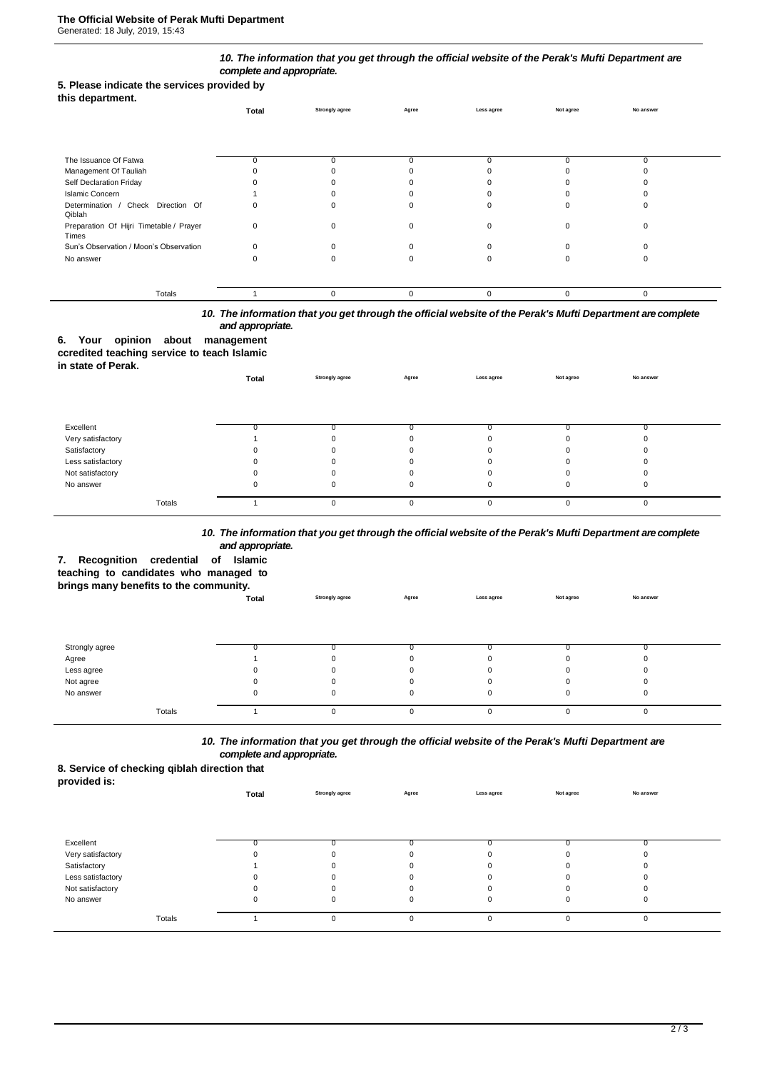### 5. Please indicate the services provided by this department.

*10. The information that you get through the official website of the Perak's Mufti Department are complete and appropriate.*

| | Total | Strongly agree | Agree | Less agree | Not agree | No answer |
|---|---|---|---|---|---|---|
| The Issuance Of Fatwa | 0 | 0 | 0 | 0 | 0 | 0 |
| Management Of Tauliah | 0 | 0 | 0 | 0 | 0 | 0 |
| Self Declaration Friday | 0 | 0 | 0 | 0 | 0 | 0 |
| Islamic Concern | 1 | 0 | 0 | 0 | 0 | 0 |
| Determination / Check Direction Of Qiblah | 0 | 0 | 0 | 0 | 0 | 0 |
| Preparation Of Hijri Timetable / Prayer Times | 0 | 0 | 0 | 0 | 0 | 0 |
| Sun's Observation / Moon's Observation | 0 | 0 | 0 | 0 | 0 | 0 |
| No answer | 0 | 0 | 0 | 0 | 0 | 0 |
| Totals | 1 | 0 | 0 | 0 | 0 | 0 |

### 6. Your opinion about management ccredited teaching service to teach Islamic in state of Perak.

*10. The information that you get through the official website of the Perak's Mufti Department are complete and appropriate.*

| | Total | Strongly agree | Agree | Less agree | Not agree | No answer |
|---|---|---|---|---|---|---|
| Excellent | 0 | 0 | 0 | 0 | 0 | 0 |
| Very satisfactory | 1 | 0 | 0 | 0 | 0 | 0 |
| Satisfactory | 0 | 0 | 0 | 0 | 0 | 0 |
| Less satisfactory | 0 | 0 | 0 | 0 | 0 | 0 |
| Not satisfactory | 0 | 0 | 0 | 0 | 0 | 0 |
| No answer | 0 | 0 | 0 | 0 | 0 | 0 |
| Totals | 1 | 0 | 0 | 0 | 0 | 0 |

### 7. Recognition credential of Islamic teaching to candidates who managed to brings many benefits to the community.

*10. The information that you get through the official website of the Perak's Mufti Department are complete and appropriate.*

| | Total | Strongly agree | Agree | Less agree | Not agree | No answer |
|---|---|---|---|---|---|---|
| Strongly agree | 0 | 0 | 0 | 0 | 0 | 0 |
| Agree | 1 | 0 | 0 | 0 | 0 | 0 |
| Less agree | 0 | 0 | 0 | 0 | 0 | 0 |
| Not agree | 0 | 0 | 0 | 0 | 0 | 0 |
| No answer | 0 | 0 | 0 | 0 | 0 | 0 |
| Totals | 1 | 0 | 0 | 0 | 0 | 0 |

### 8. Service of checking qiblah direction that provided is:

*10. The information that you get through the official website of the Perak's Mufti Department are complete and appropriate.*

| | Total | Strongly agree | Agree | Less agree | Not agree | No answer |
|---|---|---|---|---|---|---|
| Excellent | 0 | 0 | 0 | 0 | 0 | 0 |
| Very satisfactory | 0 | 0 | 0 | 0 | 0 | 0 |
| Satisfactory | 1 | 0 | 0 | 0 | 0 | 0 |
| Less satisfactory | 0 | 0 | 0 | 0 | 0 | 0 |
| Not satisfactory | 0 | 0 | 0 | 0 | 0 | 0 |
| No answer | 0 | 0 | 0 | 0 | 0 | 0 |
| Totals | 1 | 0 | 0 | 0 | 0 | 0 |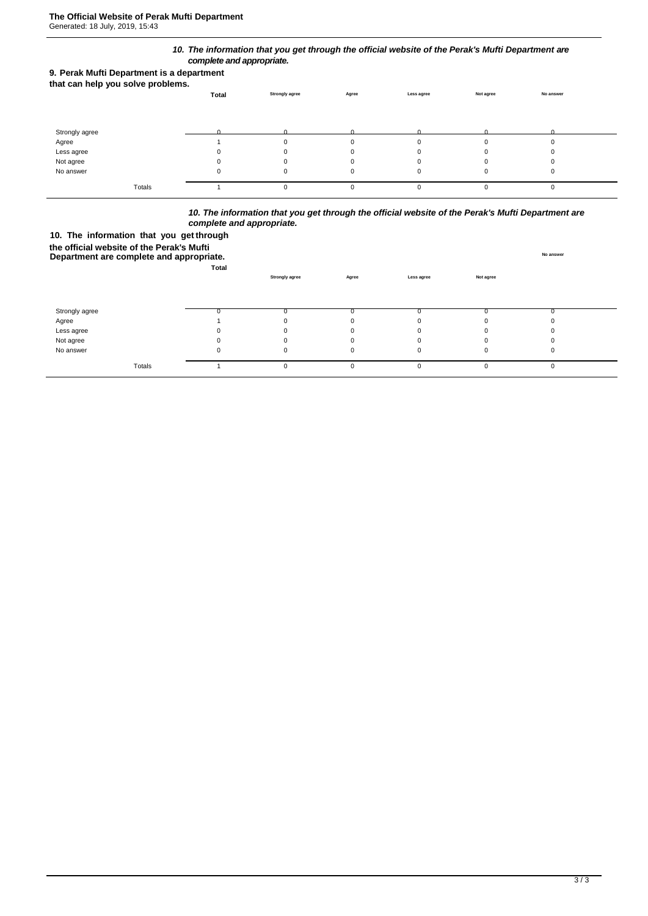**The Official Website of Perak Mufti Department**
Generated: 18 July, 2019, 15:43

### 9. Perak Mufti Department is a department that can help you solve problems.

*10. The information that you get through the official website of the Perak's Mufti Department are complete and appropriate.*

| | Total | Strongly agree | Agree | Less agree | Not agree | No answer |
|---|---|---|---|---|---|---|
| Strongly agree | 0 | 0 | 0 | 0 | 0 | 0 |
| Agree | 1 | 0 | 0 | 0 | 0 | 0 |
| Less agree | 0 | 0 | 0 | 0 | 0 | 0 |
| Not agree | 0 | 0 | 0 | 0 | 0 | 0 |
| No answer | 0 | 0 | 0 | 0 | 0 | 0 |
| Totals | 1 | 0 | 0 | 0 | 0 | 0 |

### 10. The information that you get through the official website of the Perak's Mufti Department are complete and appropriate.

*10. The information that you get through the official website of the Perak's Mufti Department are complete and appropriate.*

| | Total | Strongly agree | Agree | Less agree | Not agree | No answer |
|---|---|---|---|---|---|---|
| Strongly agree | 0 | 0 | 0 | 0 | 0 | 0 |
| Agree | 1 | 0 | 0 | 0 | 0 | 0 |
| Less agree | 0 | 0 | 0 | 0 | 0 | 0 |
| Not agree | 0 | 0 | 0 | 0 | 0 | 0 |
| No answer | 0 | 0 | 0 | 0 | 0 | 0 |
| Totals | 1 | 0 | 0 | 0 | 0 | 0 |